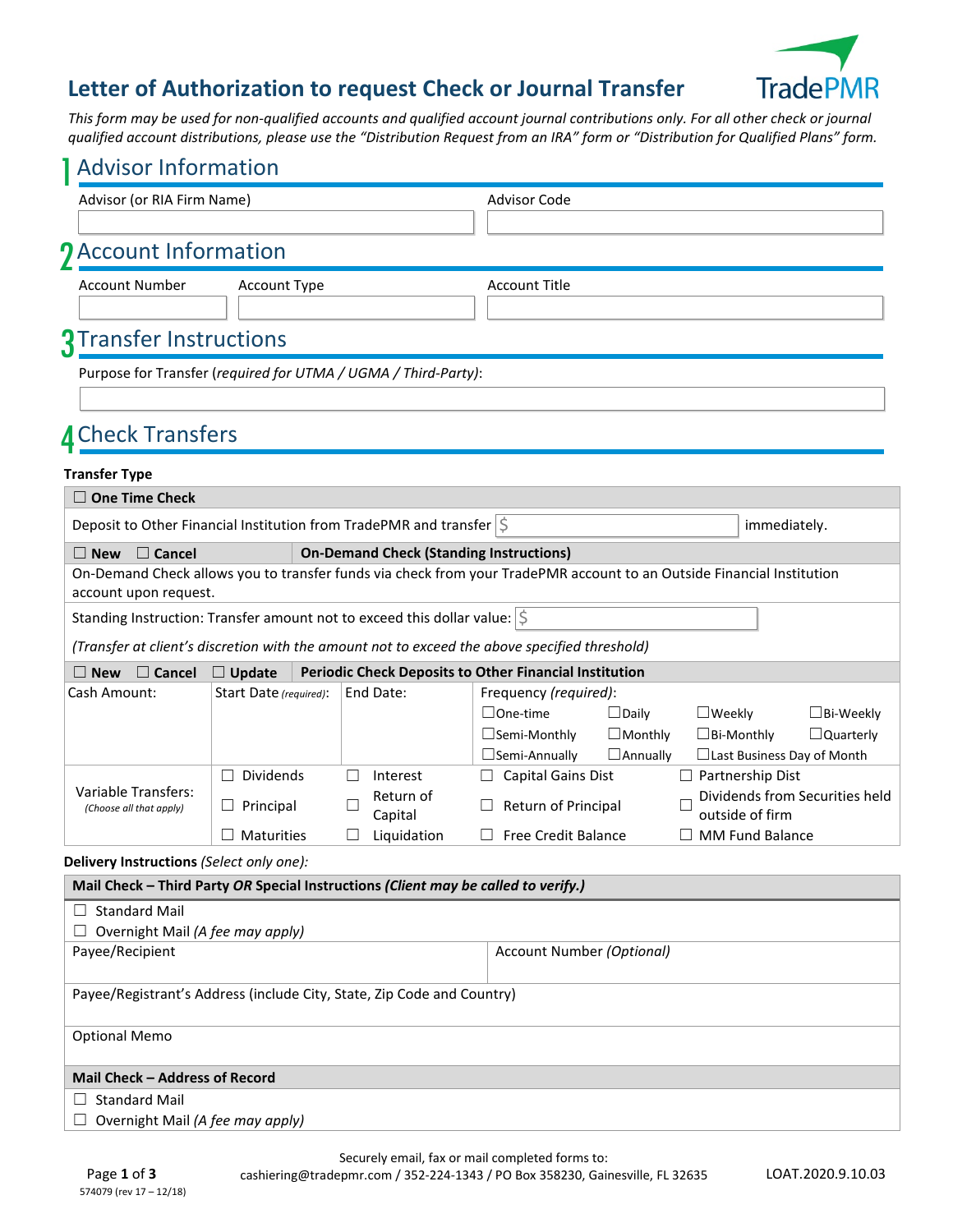# Letter of Authorization to request Check or Journal Transfer

*This form may be used for non-qualified accounts and qualified account journal contributions only. For all other check or journal qualified account distributions, please use the "Distribution Request from an IRA" form or "Distribution for Qualified Plans" form.*

## 1 Advisor Information

| Advisor (or RIA Firm Name) | Advisor Code |
|---|---|
| | |

## 2 Account Information

| Account Number | Account Type | Account Title |
|---|---|---|
| | | |

## 3 Transfer Instructions

Purpose for Transfer (*required for UTMA / UGMA / Third-Party*):

## 4 Check Transfers

**Transfer Type**

☐ **One Time Check**

Deposit to Other Financial Institution from TradePMR and transfer $ ______ immediately.

☐ **New** ☐ **Cancel** **On-Demand Check (Standing Instructions)**

On-Demand Check allows you to transfer funds via check from your TradePMR account to an Outside Financial Institution account upon request.

Standing Instruction: Transfer amount not to exceed this dollar value: $ ______

*(Transfer at client's discretion with the amount not to exceed the above specified threshold)*

☐ **New** ☐ **Cancel** ☐ **Update** **Periodic Check Deposits to Other Financial Institution**

| Cash Amount: | Start Date *(required)*: | End Date: | Frequency *(required)*: | | | |
|---|---|---|---|---|---|---|
| | | | ☐One-time | ☐Daily | ☐Weekly | ☐Bi-Weekly |
| | | | ☐Semi-Monthly | ☐Monthly | ☐Bi-Monthly | ☐Quarterly |
| | | | ☐Semi-Annually | ☐Annually | ☐Last Business Day of Month | |

| Variable Transfers: *(Choose all that apply)* | | | | |
|---|---|---|---|---|
| | ☐ Dividends | ☐ Interest | ☐ Capital Gains Dist | ☐ Partnership Dist |
| | ☐ Principal | ☐ Return of Capital | ☐ Return of Principal | ☐ Dividends from Securities held outside of firm |
| | ☐ Maturities | ☐ Liquidation | ☐ Free Credit Balance | ☐ MM Fund Balance |

**Delivery Instructions** *(Select only one)*:

**Mail Check – Third Party *OR* Special Instructions *(Client may be called to verify.)***

☐ Standard Mail
☐ Overnight Mail *(A fee may apply)*

| Payee/Recipient | Account Number *(Optional)* |
|---|---|
| | |

Payee/Registrant's Address (include City, State, Zip Code and Country)

Optional Memo

**Mail Check – Address of Record**

☐ Standard Mail
☐ Overnight Mail *(A fee may apply)*

Securely email, fax or mail completed forms to:
cashiering@tradepmr.com / 352-224-1343 / PO Box 358230, Gainesville, FL 32635

574079 (rev 17 – 12/18)

LOAT.2020.9.10.03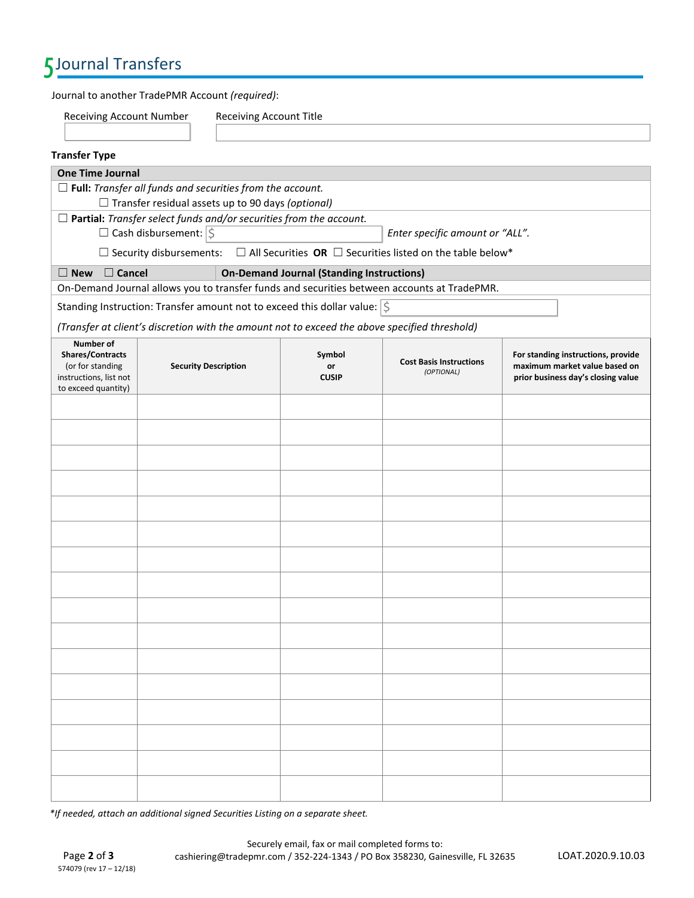# 5 Journal Transfers

Journal to another TradePMR Account *(required)*:

| Receiving Account Number | Receiving Account Title |
|---|---|
| | |

**Transfer Type**

**One Time Journal**

☐ **Full:** *Transfer all funds and securities from the account.*

☐ Transfer residual assets up to 90 days *(optional)*

☐ **Partial:** *Transfer select funds and/or securities from the account.*

☐ Cash disbursement: $ ______ *Enter specific amount or "ALL".*

☐ Security disbursements: ☐ All Securities **OR** ☐ Securities listed on the table below*

☐ **New** ☐ **Cancel** **On-Demand Journal (Standing Instructions)**

On-Demand Journal allows you to transfer funds and securities between accounts at TradePMR.

Standing Instruction: Transfer amount not to exceed this dollar value: $ ______

*(Transfer at client's discretion with the amount not to exceed the above specified threshold)*

| **Number of Shares/Contracts** (or for standing instructions, list not to exceed quantity) | **Security Description** | **Symbol or CUSIP** | **Cost Basis Instructions** *(OPTIONAL)* | **For standing instructions, provide maximum market value based on prior business day's closing value** |
|---|---|---|---|---|
| | | | | |
| | | | | |
| | | | | |
| | | | | |
| | | | | |
| | | | | |
| | | | | |
| | | | | |
| | | | | |
| | | | | |
| | | | | |
| | | | | |
| | | | | |
| | | | | |
| | | | | |
| | | | | |

**If needed, attach an additional signed Securities Listing on a separate sheet.*

Securely email, fax or mail completed forms to:
cashiering@tradepmr.com / 352-224-1343 / PO Box 358230, Gainesville, FL 32635

574079 (rev 17 – 12/18)

LOAT.2020.9.10.03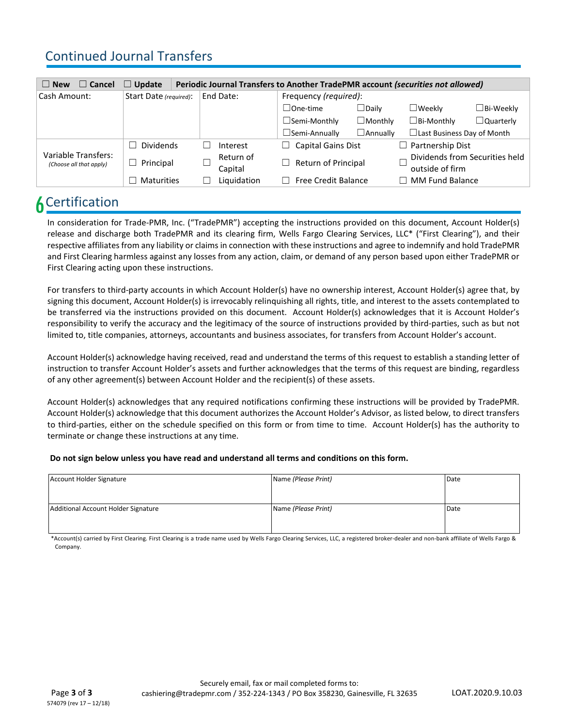## Continued Journal Transfers

| ☐ New ☐ Cancel | ☐ Update | **Periodic Journal Transfers to Another TradePMR account *(securities not allowed)*** | | | | |
|---|---|---|---|---|---|---|
| Cash Amount: | Start Date *(required)*: | End Date: | Frequency *(required)*: | | | |
| | | | ☐One-time | ☐Daily | ☐Weekly | ☐Bi-Weekly |
| | | | ☐Semi-Monthly | ☐Monthly | ☐Bi-Monthly | ☐Quarterly |
| | | | ☐Semi-Annually | ☐Annually | ☐Last Business Day of Month | |
| Variable Transfers: *(Choose all that apply)* | ☐ Dividends | ☐ Interest | ☐ Capital Gains Dist | | ☐ Partnership Dist | |
| | ☐ Principal | ☐ Return of Capital | ☐ Return of Principal | | ☐ Dividends from Securities held outside of firm | |
| | ☐ Maturities | ☐ Liquidation | ☐ Free Credit Balance | | ☐ MM Fund Balance | |

## 6 Certification

In consideration for Trade-PMR, Inc. ("TradePMR") accepting the instructions provided on this document, Account Holder(s) release and discharge both TradePMR and its clearing firm, Wells Fargo Clearing Services, LLC* ("First Clearing"), and their respective affiliates from any liability or claims in connection with these instructions and agree to indemnify and hold TradePMR and First Clearing harmless against any losses from any action, claim, or demand of any person based upon either TradePMR or First Clearing acting upon these instructions.

For transfers to third-party accounts in which Account Holder(s) have no ownership interest, Account Holder(s) agree that, by signing this document, Account Holder(s) is irrevocably relinquishing all rights, title, and interest to the assets contemplated to be transferred via the instructions provided on this document. Account Holder(s) acknowledges that it is Account Holder's responsibility to verify the accuracy and the legitimacy of the source of instructions provided by third-parties, such as but not limited to, title companies, attorneys, accountants and business associates, for transfers from Account Holder's account.

Account Holder(s) acknowledge having received, read and understand the terms of this request to establish a standing letter of instruction to transfer Account Holder's assets and further acknowledges that the terms of this request are binding, regardless of any other agreement(s) between Account Holder and the recipient(s) of these assets.

Account Holder(s) acknowledges that any required notifications confirming these instructions will be provided by TradePMR. Account Holder(s) acknowledge that this document authorizes the Account Holder's Advisor, as listed below, to direct transfers to third-parties, either on the schedule specified on this form or from time to time. Account Holder(s) has the authority to terminate or change these instructions at any time.

**Do not sign below unless you have read and understand all terms and conditions on this form.**

| Account Holder Signature | Name *(Please Print)* | Date |
|---|---|---|
| | | |
| **Additional Account Holder Signature** | **Name *(Please Print)*** | **Date** |
| | | |

*Account(s) carried by First Clearing. First Clearing is a trade name used by Wells Fargo Clearing Services, LLC, a registered broker-dealer and non-bank affiliate of Wells Fargo & Company.

Securely email, fax or mail completed forms to:
cashiering@tradepmr.com / 352-224-1343 / PO Box 358230, Gainesville, FL 32635

574079 (rev 17 – 12/18)

LOAT.2020.9.10.03